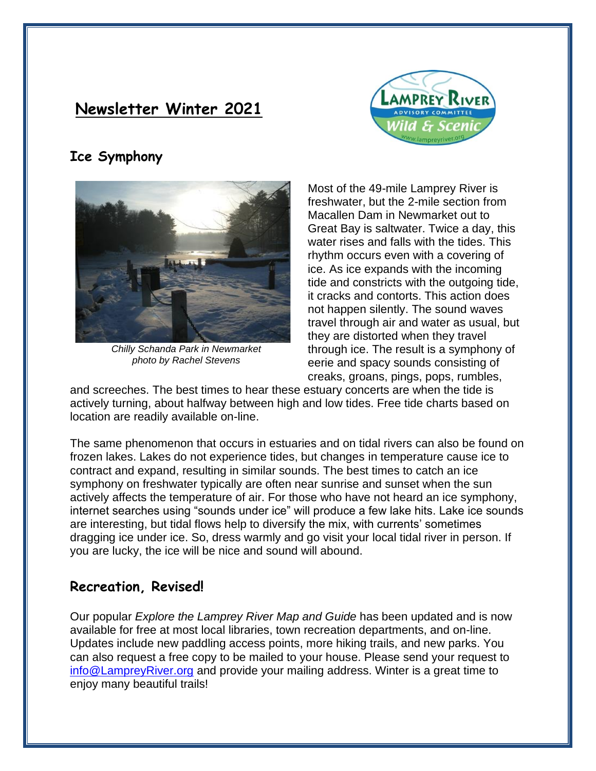# Newsletter Winter 2021

## Ice Symphony

Chilly Schanda Park in Newmarket
*photo by Rachel Stevens*

Most of the 49-mile Lamprey River is freshwater, but the 2-mile section from Macallen Dam in Newmarket out to Great Bay is saltwater. Twice a day, this water rises and falls with the tides. This rhythm occurs even with a covering of ice. As ice expands with the incoming tide and constricts with the outgoing tide, it cracks and contorts. This action does not happen silently. The sound waves travel through air and water as usual, but they are distorted when they travel through ice. The result is a symphony of eerie and spacy sounds consisting of creaks, groans, pings, pops, rumbles, and screeches. The best times to hear these estuary concerts are when the tide is actively turning, about halfway between high and low tides. Free tide charts based on location are readily available on-line.

The same phenomenon that occurs in estuaries and on tidal rivers can also be found on frozen lakes. Lakes do not experience tides, but changes in temperature cause ice to contract and expand, resulting in similar sounds. The best times to catch an ice symphony on freshwater typically are often near sunrise and sunset when the sun actively affects the temperature of air. For those who have not heard an ice symphony, internet searches using "sounds under ice" will produce a few lake hits. Lake ice sounds are interesting, but tidal flows help to diversify the mix, with currents' sometimes dragging ice under ice. So, dress warmly and go visit your local tidal river in person. If you are lucky, the ice will be nice and sound will abound.

## Recreation, Revised!

Our popular *Explore the Lamprey River Map and Guide* has been updated and is now available for free at most local libraries, town recreation departments, and on-line. Updates include new paddling access points, more hiking trails, and new parks. You can also request a free copy to be mailed to your house. Please send your request to info@LampreyRiver.org and provide your mailing address. Winter is a great time to enjoy many beautiful trails!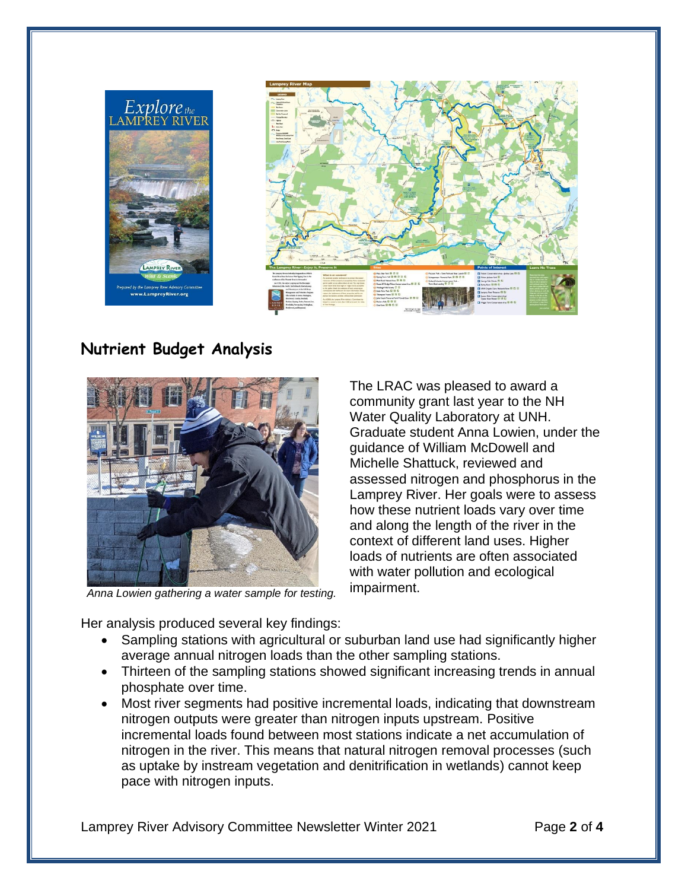## Nutrient Budget Analysis

*Anna Lowien gathering a water sample for testing.*

The LRAC was pleased to award a community grant last year to the NH Water Quality Laboratory at UNH. Graduate student Anna Lowien, under the guidance of William McDowell and Michelle Shattuck, reviewed and assessed nitrogen and phosphorus in the Lamprey River. Her goals were to assess how these nutrient loads vary over time and along the length of the river in the context of different land uses. Higher loads of nutrients are often associated with water pollution and ecological impairment.

Her analysis produced several key findings:

- Sampling stations with agricultural or suburban land use had significantly higher average annual nitrogen loads than the other sampling stations.
- Thirteen of the sampling stations showed significant increasing trends in annual phosphate over time.
- Most river segments had positive incremental loads, indicating that downstream nitrogen outputs were greater than nitrogen inputs upstream. Positive incremental loads found between most stations indicate a net accumulation of nitrogen in the river. This means that natural nitrogen removal processes (such as uptake by instream vegetation and denitrification in wetlands) cannot keep pace with nitrogen inputs.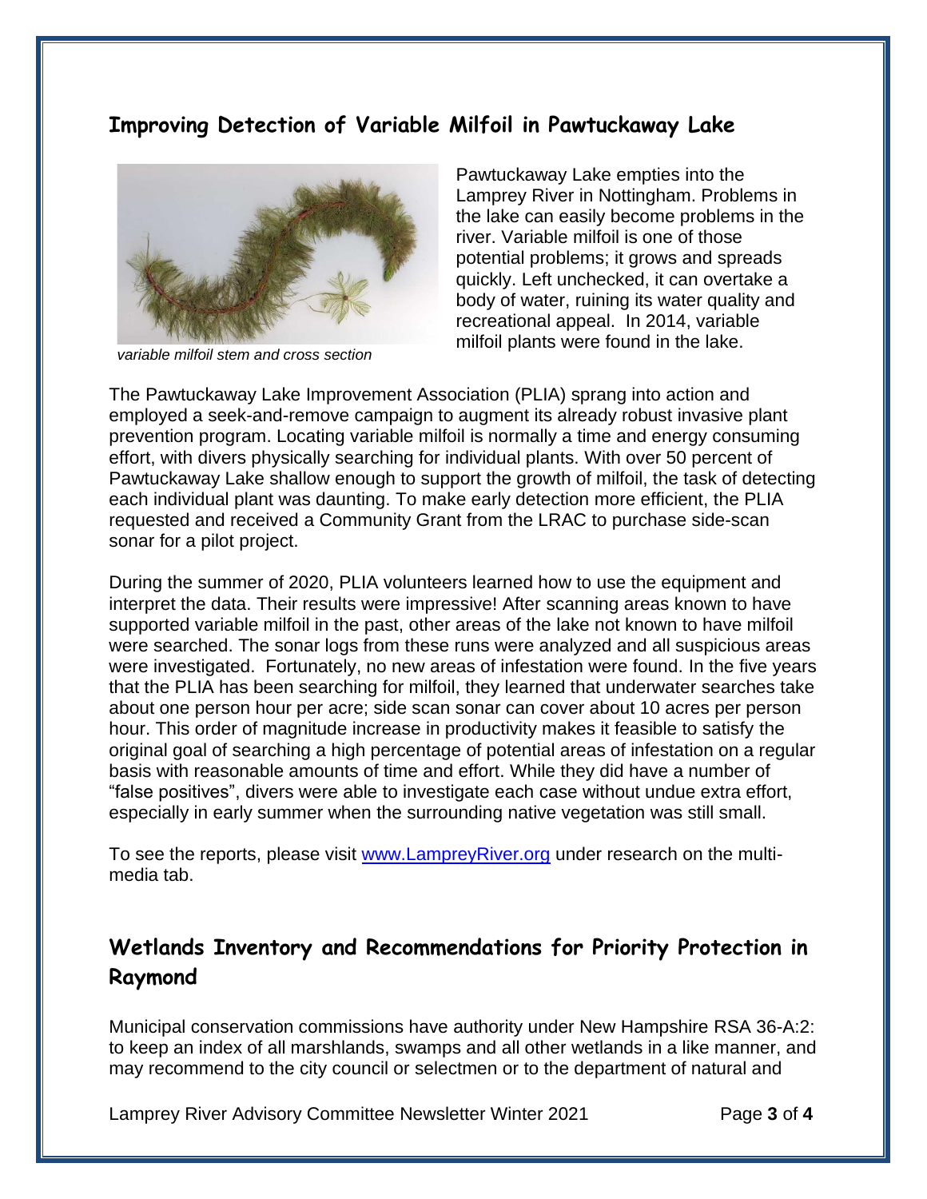## Improving Detection of Variable Milfoil in Pawtuckaway Lake

*variable milfoil stem and cross section*

Pawtuckaway Lake empties into the Lamprey River in Nottingham. Problems in the lake can easily become problems in the river. Variable milfoil is one of those potential problems; it grows and spreads quickly. Left unchecked, it can overtake a body of water, ruining its water quality and recreational appeal. In 2014, variable milfoil plants were found in the lake.

The Pawtuckaway Lake Improvement Association (PLIA) sprang into action and employed a seek-and-remove campaign to augment its already robust invasive plant prevention program. Locating variable milfoil is normally a time and energy consuming effort, with divers physically searching for individual plants. With over 50 percent of Pawtuckaway Lake shallow enough to support the growth of milfoil, the task of detecting each individual plant was daunting. To make early detection more efficient, the PLIA requested and received a Community Grant from the LRAC to purchase side-scan sonar for a pilot project.

During the summer of 2020, PLIA volunteers learned how to use the equipment and interpret the data. Their results were impressive! After scanning areas known to have supported variable milfoil in the past, other areas of the lake not known to have milfoil were searched. The sonar logs from these runs were analyzed and all suspicious areas were investigated. Fortunately, no new areas of infestation were found. In the five years that the PLIA has been searching for milfoil, they learned that underwater searches take about one person hour per acre; side scan sonar can cover about 10 acres per person hour. This order of magnitude increase in productivity makes it feasible to satisfy the original goal of searching a high percentage of potential areas of infestation on a regular basis with reasonable amounts of time and effort. While they did have a number of "false positives", divers were able to investigate each case without undue extra effort, especially in early summer when the surrounding native vegetation was still small.

To see the reports, please visit [www.LampreyRiver.org](http://www.LampreyRiver.org) under research on the multi-media tab.

## Wetlands Inventory and Recommendations for Priority Protection in Raymond

Municipal conservation commissions have authority under New Hampshire RSA 36-A:2: to keep an index of all marshlands, swamps and all other wetlands in a like manner, and may recommend to the city council or selectmen or to the department of natural and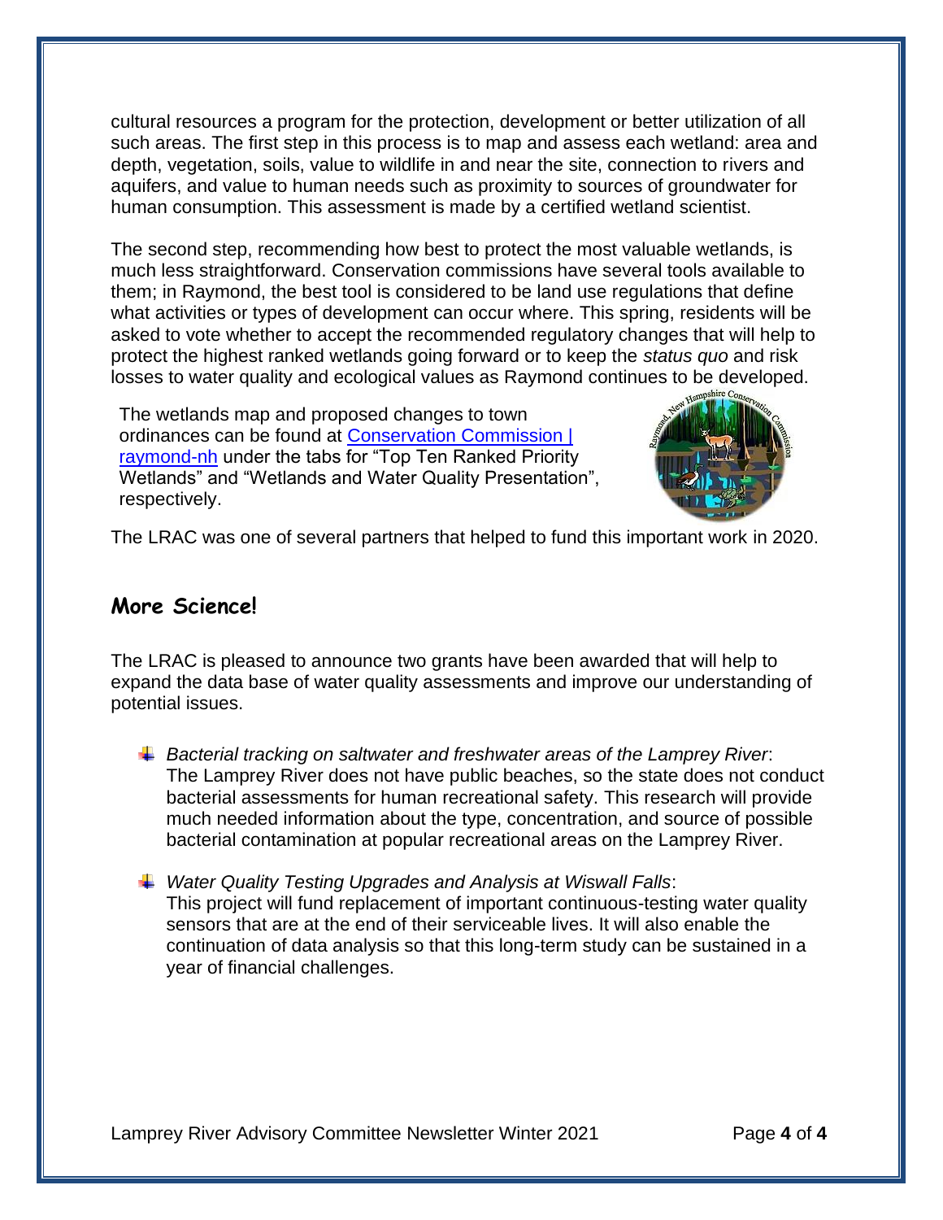cultural resources a program for the protection, development or better utilization of all such areas. The first step in this process is to map and assess each wetland: area and depth, vegetation, soils, value to wildlife in and near the site, connection to rivers and aquifers, and value to human needs such as proximity to sources of groundwater for human consumption. This assessment is made by a certified wetland scientist.

The second step, recommending how best to protect the most valuable wetlands, is much less straightforward. Conservation commissions have several tools available to them; in Raymond, the best tool is considered to be land use regulations that define what activities or types of development can occur where. This spring, residents will be asked to vote whether to accept the recommended regulatory changes that will help to protect the highest ranked wetlands going forward or to keep the *status quo* and risk losses to water quality and ecological values as Raymond continues to be developed.

The wetlands map and proposed changes to town ordinances can be found at [Conservation Commission | raymond-nh]() under the tabs for "Top Ten Ranked Priority Wetlands" and "Wetlands and Water Quality Presentation", respectively.

The LRAC was one of several partners that helped to fund this important work in 2020.

## More Science!

The LRAC is pleased to announce two grants have been awarded that will help to expand the data base of water quality assessments and improve our understanding of potential issues.

- *Bacterial tracking on saltwater and freshwater areas of the Lamprey River*: The Lamprey River does not have public beaches, so the state does not conduct bacterial assessments for human recreational safety. This research will provide much needed information about the type, concentration, and source of possible bacterial contamination at popular recreational areas on the Lamprey River.

- *Water Quality Testing Upgrades and Analysis at Wiswall Falls*: This project will fund replacement of important continuous-testing water quality sensors that are at the end of their serviceable lives. It will also enable the continuation of data analysis so that this long-term study can be sustained in a year of financial challenges.